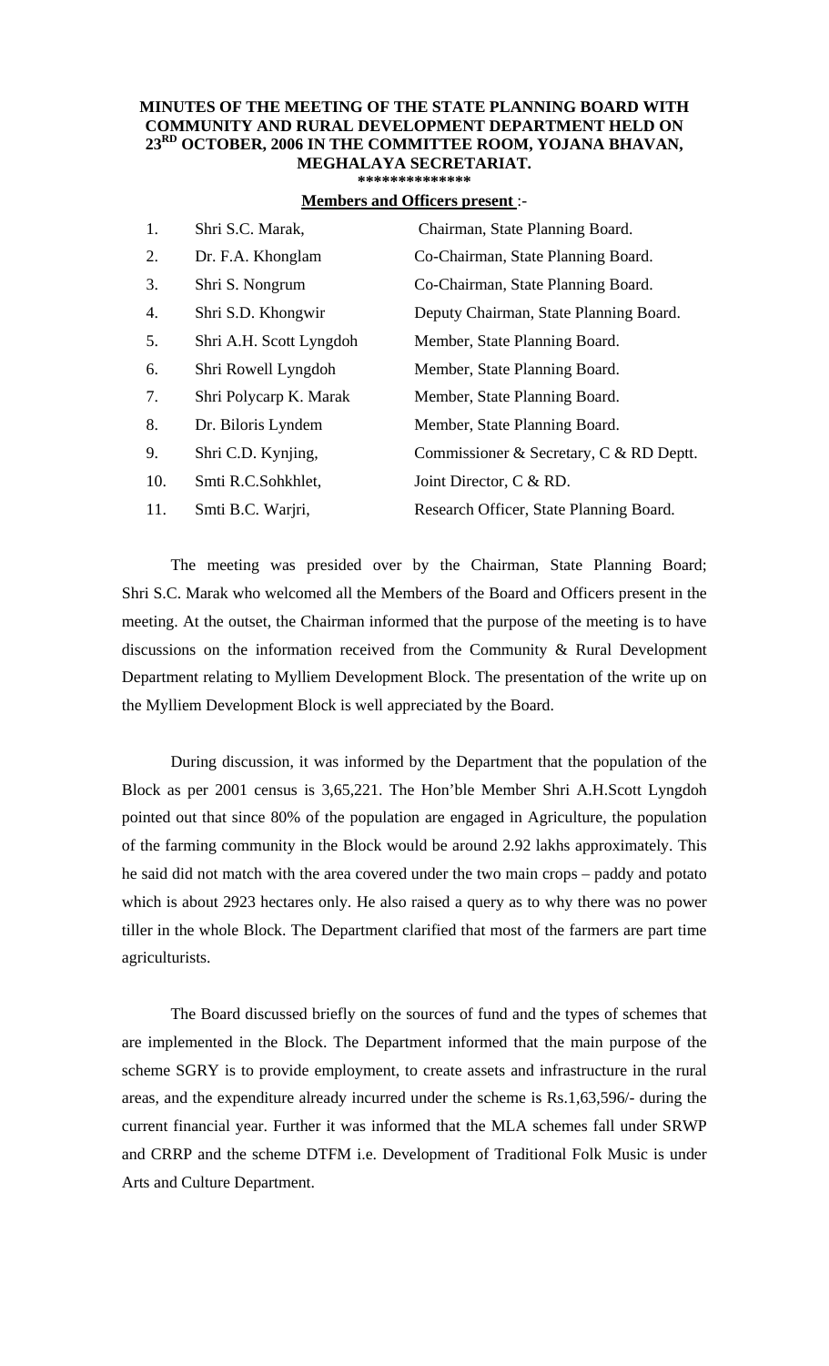**MINUTES OF THE MEETING OF THE STATE PLANNING BOARD WITH COMMUNITY AND RURAL DEVELOPMENT DEPARTMENT HELD ON 23RD OCTOBER, 2006 IN THE COMMITTEE ROOM, YOJANA BHAVAN, MEGHALAYA SECRETARIAT.**

**\*\*\*\*\*\*\*\*\*\*\*\*\*\***

**Members and Officers present** :-

| | | |
|---|---|---|
| 1. | Shri S.C. Marak, | Chairman, State Planning Board. |
| 2. | Dr. F.A. Khonglam | Co-Chairman, State Planning Board. |
| 3. | Shri S. Nongrum | Co-Chairman, State Planning Board. |
| 4. | Shri S.D. Khongwir | Deputy Chairman, State Planning Board. |
| 5. | Shri A.H. Scott Lyngdoh | Member, State Planning Board. |
| 6. | Shri Rowell Lyngdoh | Member, State Planning Board. |
| 7. | Shri Polycarp K. Marak | Member, State Planning Board. |
| 8. | Dr. Biloris Lyndem | Member, State Planning Board. |
| 9. | Shri C.D. Kynjing, | Commissioner & Secretary, C & RD Deptt. |
| 10. | Smti R.C.Sohkhlet, | Joint Director, C & RD. |
| 11. | Smti B.C. Warjri, | Research Officer, State Planning Board. |

The meeting was presided over by the Chairman, State Planning Board; Shri S.C. Marak who welcomed all the Members of the Board and Officers present in the meeting. At the outset, the Chairman informed that the purpose of the meeting is to have discussions on the information received from the Community & Rural Development Department relating to Mylliem Development Block. The presentation of the write up on the Mylliem Development Block is well appreciated by the Board.

During discussion, it was informed by the Department that the population of the Block as per 2001 census is 3,65,221. The Hon'ble Member Shri A.H.Scott Lyngdoh pointed out that since 80% of the population are engaged in Agriculture, the population of the farming community in the Block would be around 2.92 lakhs approximately. This he said did not match with the area covered under the two main crops – paddy and potato which is about 2923 hectares only. He also raised a query as to why there was no power tiller in the whole Block. The Department clarified that most of the farmers are part time agriculturists.

The Board discussed briefly on the sources of fund and the types of schemes that are implemented in the Block. The Department informed that the main purpose of the scheme SGRY is to provide employment, to create assets and infrastructure in the rural areas, and the expenditure already incurred under the scheme is Rs.1,63,596/- during the current financial year. Further it was informed that the MLA schemes fall under SRWP and CRRP and the scheme DTFM i.e. Development of Traditional Folk Music is under Arts and Culture Department.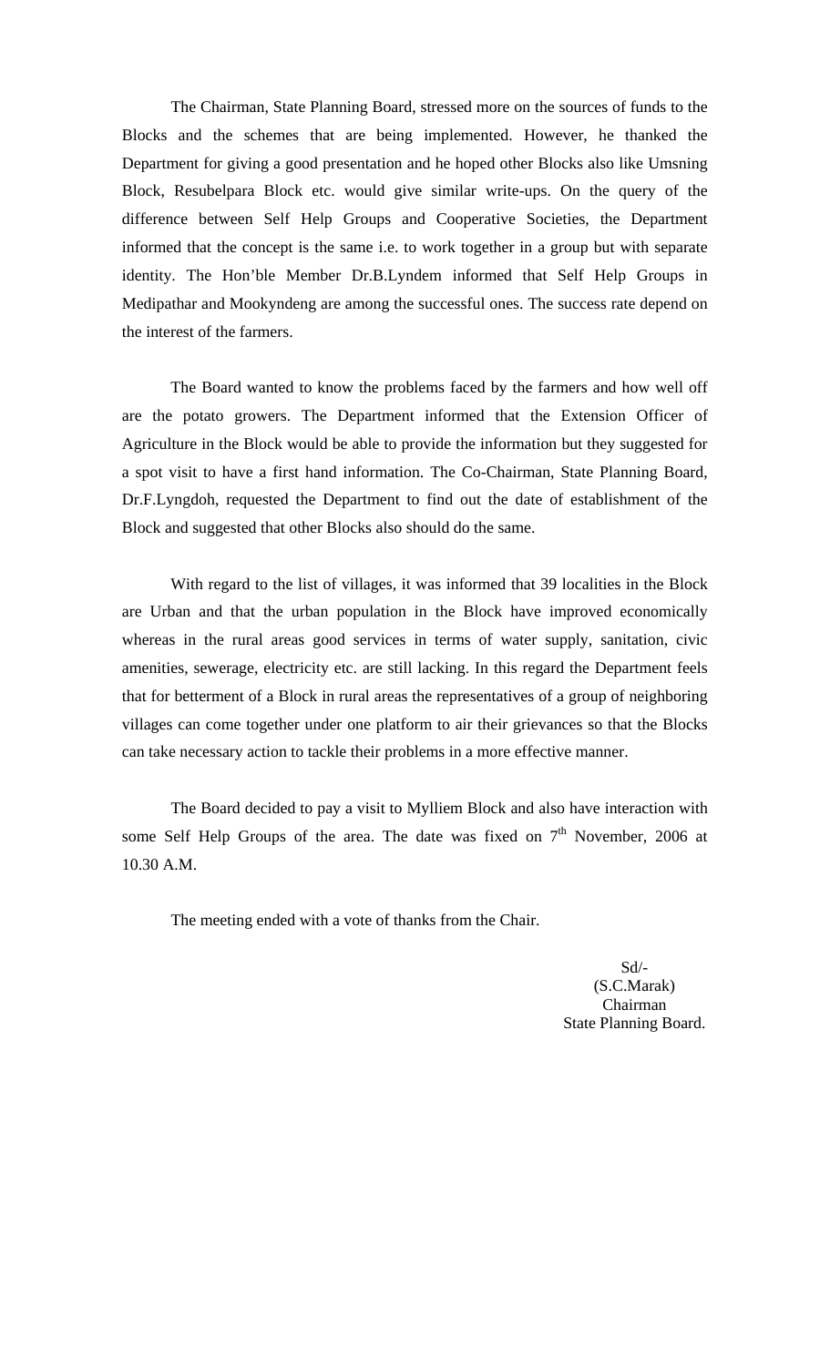The Chairman, State Planning Board, stressed more on the sources of funds to the Blocks and the schemes that are being implemented. However, he thanked the Department for giving a good presentation and he hoped other Blocks also like Umsning Block, Resubelpara Block etc. would give similar write-ups. On the query of the difference between Self Help Groups and Cooperative Societies, the Department informed that the concept is the same i.e. to work together in a group but with separate identity. The Hon'ble Member Dr.B.Lyndem informed that Self Help Groups in Medipathar and Mookyndeng are among the successful ones. The success rate depend on the interest of the farmers.

The Board wanted to know the problems faced by the farmers and how well off are the potato growers. The Department informed that the Extension Officer of Agriculture in the Block would be able to provide the information but they suggested for a spot visit to have a first hand information. The Co-Chairman, State Planning Board, Dr.F.Lyngdoh, requested the Department to find out the date of establishment of the Block and suggested that other Blocks also should do the same.

With regard to the list of villages, it was informed that 39 localities in the Block are Urban and that the urban population in the Block have improved economically whereas in the rural areas good services in terms of water supply, sanitation, civic amenities, sewerage, electricity etc. are still lacking. In this regard the Department feels that for betterment of a Block in rural areas the representatives of a group of neighboring villages can come together under one platform to air their grievances so that the Blocks can take necessary action to tackle their problems in a more effective manner.

The Board decided to pay a visit to Mylliem Block and also have interaction with some Self Help Groups of the area. The date was fixed on 7th November, 2006 at 10.30 A.M.

The meeting ended with a vote of thanks from the Chair.

Sd/-
(S.C.Marak)
Chairman
State Planning Board.